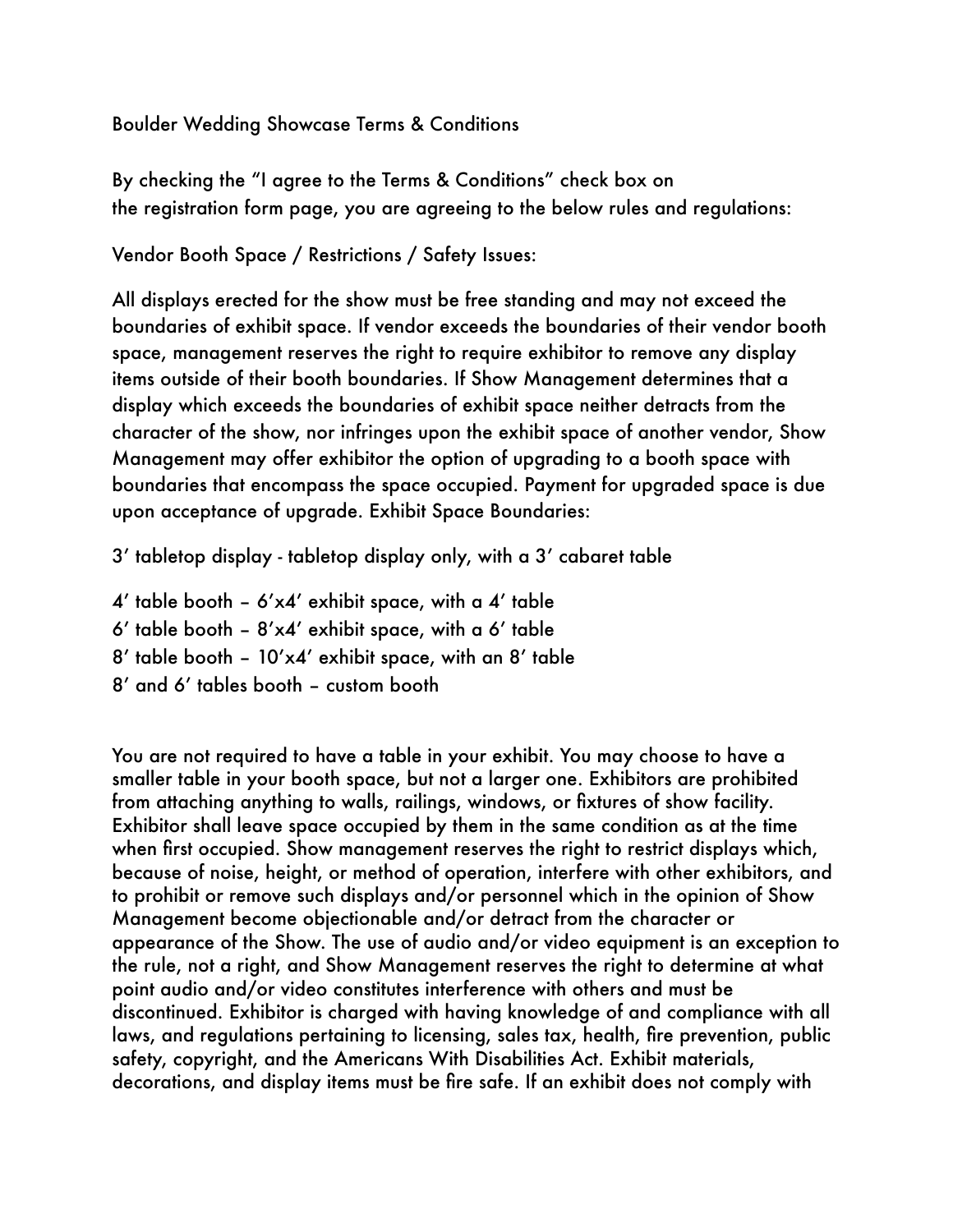# Boulder Wedding Showcase Terms & Conditions

By checking the "I agree to the Terms & Conditions" check box on the registration form page, you are agreeing to the below rules and regulations:

## Vendor Booth Space / Restrictions / Safety Issues:

All displays erected for the show must be free standing and may not exceed the boundaries of exhibit space. If vendor exceeds the boundaries of their vendor booth space, management reserves the right to require exhibitor to remove any display items outside of their booth boundaries. If Show Management determines that a display which exceeds the boundaries of exhibit space neither detracts from the character of the show, nor infringes upon the exhibit space of another vendor, Show Management may offer exhibitor the option of upgrading to a booth space with boundaries that encompass the space occupied. Payment for upgraded space is due upon acceptance of upgrade. Exhibit Space Boundaries:

3' tabletop display - tabletop display only, with a 3' cabaret table

4' table booth – 6'x4' exhibit space, with a 4' table
6' table booth – 8'x4' exhibit space, with a 6' table
8' table booth – 10'x4' exhibit space, with an 8' table
8' and 6' tables booth – custom booth

You are not required to have a table in your exhibit. You may choose to have a smaller table in your booth space, but not a larger one. Exhibitors are prohibited from attaching anything to walls, railings, windows, or fixtures of show facility. Exhibitor shall leave space occupied by them in the same condition as at the time when first occupied. Show management reserves the right to restrict displays which, because of noise, height, or method of operation, interfere with other exhibitors, and to prohibit or remove such displays and/or personnel which in the opinion of Show Management become objectionable and/or detract from the character or appearance of the Show. The use of audio and/or video equipment is an exception to the rule, not a right, and Show Management reserves the right to determine at what point audio and/or video constitutes interference with others and must be discontinued. Exhibitor is charged with having knowledge of and compliance with all laws, and regulations pertaining to licensing, sales tax, health, fire prevention, public safety, copyright, and the Americans With Disabilities Act. Exhibit materials, decorations, and display items must be fire safe. If an exhibit does not comply with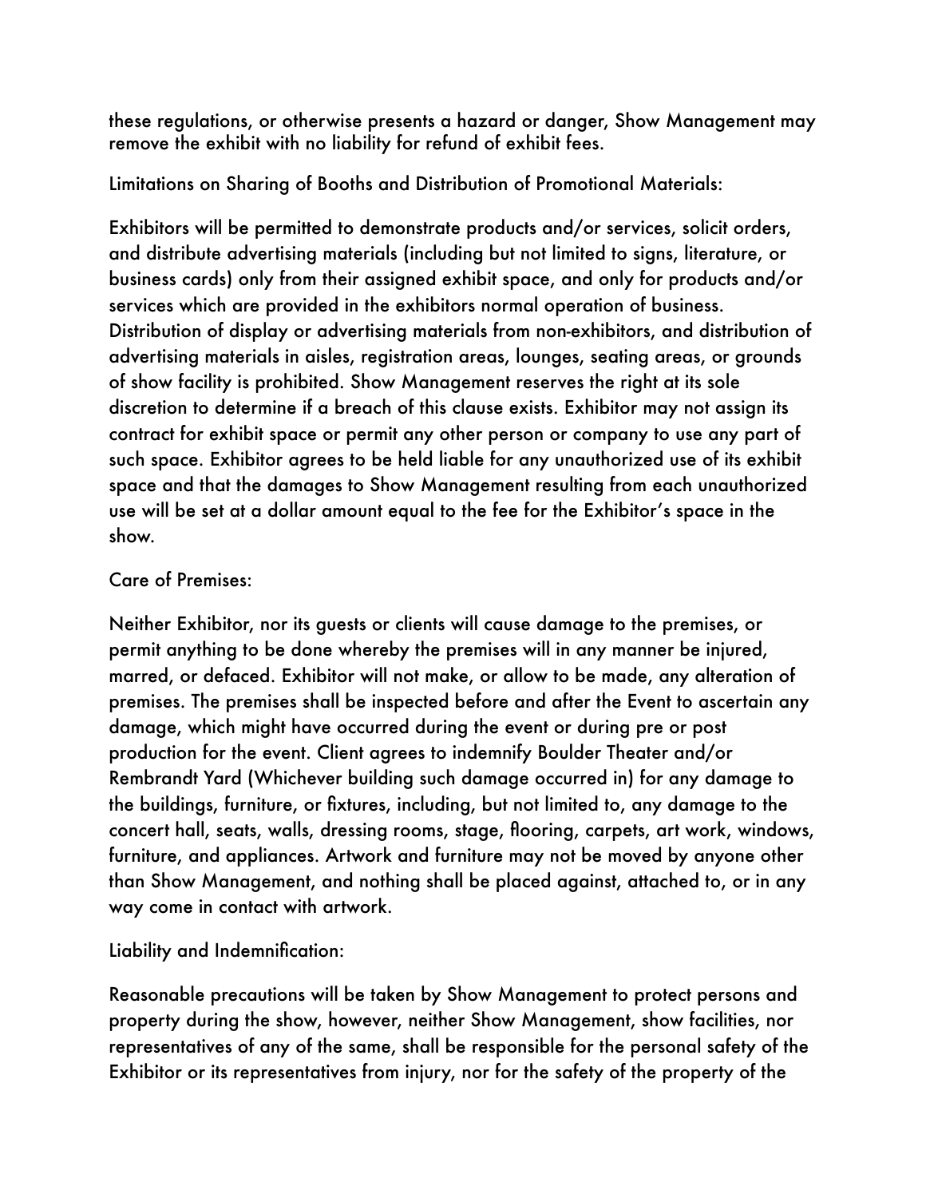these regulations, or otherwise presents a hazard or danger, Show Management may remove the exhibit with no liability for refund of exhibit fees.

Limitations on Sharing of Booths and Distribution of Promotional Materials:

Exhibitors will be permitted to demonstrate products and/or services, solicit orders, and distribute advertising materials (including but not limited to signs, literature, or business cards) only from their assigned exhibit space, and only for products and/or services which are provided in the exhibitors normal operation of business. Distribution of display or advertising materials from non-exhibitors, and distribution of advertising materials in aisles, registration areas, lounges, seating areas, or grounds of show facility is prohibited. Show Management reserves the right at its sole discretion to determine if a breach of this clause exists. Exhibitor may not assign its contract for exhibit space or permit any other person or company to use any part of such space. Exhibitor agrees to be held liable for any unauthorized use of its exhibit space and that the damages to Show Management resulting from each unauthorized use will be set at a dollar amount equal to the fee for the Exhibitor's space in the show.

Care of Premises:

Neither Exhibitor, nor its guests or clients will cause damage to the premises, or permit anything to be done whereby the premises will in any manner be injured, marred, or defaced. Exhibitor will not make, or allow to be made, any alteration of premises. The premises shall be inspected before and after the Event to ascertain any damage, which might have occurred during the event or during pre or post production for the event. Client agrees to indemnify Boulder Theater and/or Rembrandt Yard (Whichever building such damage occurred in) for any damage to the buildings, furniture, or fixtures, including, but not limited to, any damage to the concert hall, seats, walls, dressing rooms, stage, flooring, carpets, art work, windows, furniture, and appliances. Artwork and furniture may not be moved by anyone other than Show Management, and nothing shall be placed against, attached to, or in any way come in contact with artwork.

Liability and Indemnification:

Reasonable precautions will be taken by Show Management to protect persons and property during the show, however, neither Show Management, show facilities, nor representatives of any of the same, shall be responsible for the personal safety of the Exhibitor or its representatives from injury, nor for the safety of the property of the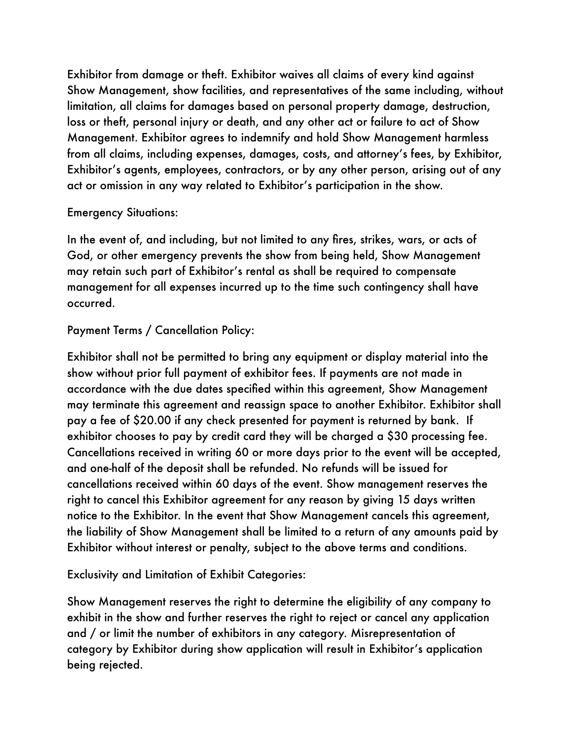Exhibitor from damage or theft. Exhibitor waives all claims of every kind against Show Management, show facilities, and representatives of the same including, without limitation, all claims for damages based on personal property damage, destruction, loss or theft, personal injury or death, and any other act or failure to act of Show Management. Exhibitor agrees to indemnify and hold Show Management harmless from all claims, including expenses, damages, costs, and attorney's fees, by Exhibitor, Exhibitor's agents, employees, contractors, or by any other person, arising out of any act or omission in any way related to Exhibitor's participation in the show.

Emergency Situations:

In the event of, and including, but not limited to any fires, strikes, wars, or acts of God, or other emergency prevents the show from being held, Show Management may retain such part of Exhibitor's rental as shall be required to compensate management for all expenses incurred up to the time such contingency shall have occurred.

Payment Terms / Cancellation Policy:

Exhibitor shall not be permitted to bring any equipment or display material into the show without prior full payment of exhibitor fees. If payments are not made in accordance with the due dates specified within this agreement, Show Management may terminate this agreement and reassign space to another Exhibitor. Exhibitor shall pay a fee of $20.00 if any check presented for payment is returned by bank. If exhibitor chooses to pay by credit card they will be charged a $30 processing fee. Cancellations received in writing 60 or more days prior to the event will be accepted, and one-half of the deposit shall be refunded. No refunds will be issued for cancellations received within 60 days of the event. Show management reserves the right to cancel this Exhibitor agreement for any reason by giving 15 days written notice to the Exhibitor. In the event that Show Management cancels this agreement, the liability of Show Management shall be limited to a return of any amounts paid by Exhibitor without interest or penalty, subject to the above terms and conditions.

Exclusivity and Limitation of Exhibit Categories:

Show Management reserves the right to determine the eligibility of any company to exhibit in the show and further reserves the right to reject or cancel any application and / or limit the number of exhibitors in any category. Misrepresentation of category by Exhibitor during show application will result in Exhibitor's application being rejected.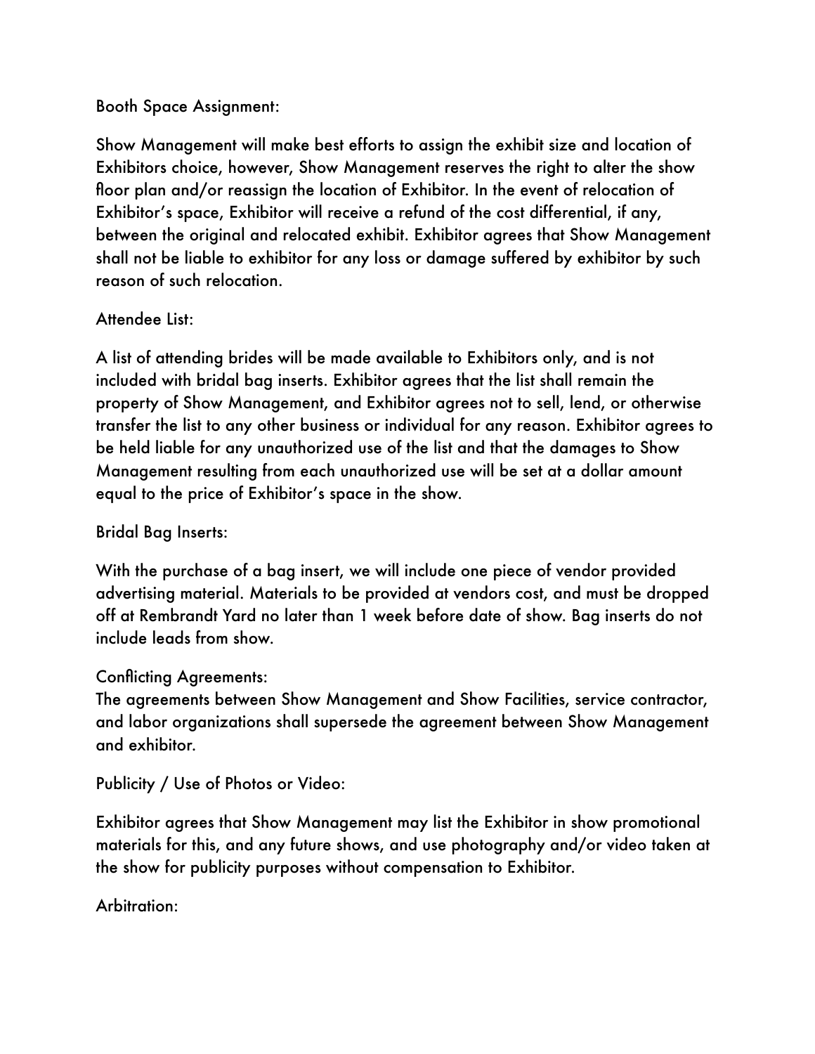Booth Space Assignment:

Show Management will make best efforts to assign the exhibit size and location of Exhibitors choice, however, Show Management reserves the right to alter the show floor plan and/or reassign the location of Exhibitor. In the event of relocation of Exhibitor's space, Exhibitor will receive a refund of the cost differential, if any, between the original and relocated exhibit. Exhibitor agrees that Show Management shall not be liable to exhibitor for any loss or damage suffered by exhibitor by such reason of such relocation.

Attendee List:

A list of attending brides will be made available to Exhibitors only, and is not included with bridal bag inserts. Exhibitor agrees that the list shall remain the property of Show Management, and Exhibitor agrees not to sell, lend, or otherwise transfer the list to any other business or individual for any reason. Exhibitor agrees to be held liable for any unauthorized use of the list and that the damages to Show Management resulting from each unauthorized use will be set at a dollar amount equal to the price of Exhibitor's space in the show.

Bridal Bag Inserts:

With the purchase of a bag insert, we will include one piece of vendor provided advertising material. Materials to be provided at vendors cost, and must be dropped off at Rembrandt Yard no later than 1 week before date of show. Bag inserts do not include leads from show.

Conflicting Agreements:
The agreements between Show Management and Show Facilities, service contractor, and labor organizations shall supersede the agreement between Show Management and exhibitor.

Publicity / Use of Photos or Video:

Exhibitor agrees that Show Management may list the Exhibitor in show promotional materials for this, and any future shows, and use photography and/or video taken at the show for publicity purposes without compensation to Exhibitor.

Arbitration: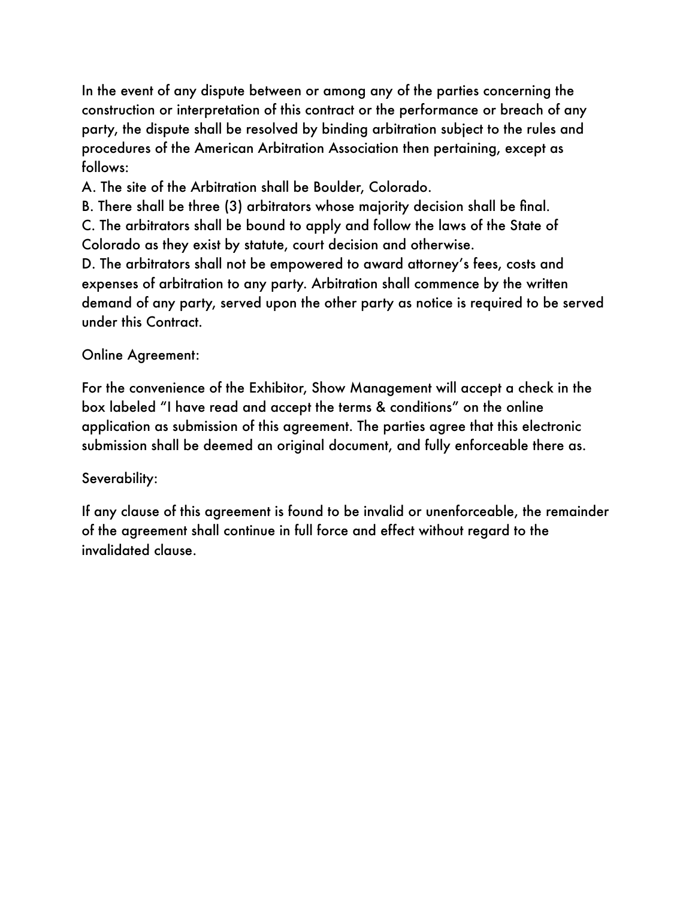In the event of any dispute between or among any of the parties concerning the construction or interpretation of this contract or the performance or breach of any party, the dispute shall be resolved by binding arbitration subject to the rules and procedures of the American Arbitration Association then pertaining, except as follows:

A. The site of the Arbitration shall be Boulder, Colorado.

B. There shall be three (3) arbitrators whose majority decision shall be final.

C. The arbitrators shall be bound to apply and follow the laws of the State of Colorado as they exist by statute, court decision and otherwise.

D. The arbitrators shall not be empowered to award attorney's fees, costs and expenses of arbitration to any party. Arbitration shall commence by the written demand of any party, served upon the other party as notice is required to be served under this Contract.

Online Agreement:

For the convenience of the Exhibitor, Show Management will accept a check in the box labeled "I have read and accept the terms & conditions" on the online application as submission of this agreement. The parties agree that this electronic submission shall be deemed an original document, and fully enforceable there as.

Severability:

If any clause of this agreement is found to be invalid or unenforceable, the remainder of the agreement shall continue in full force and effect without regard to the invalidated clause.